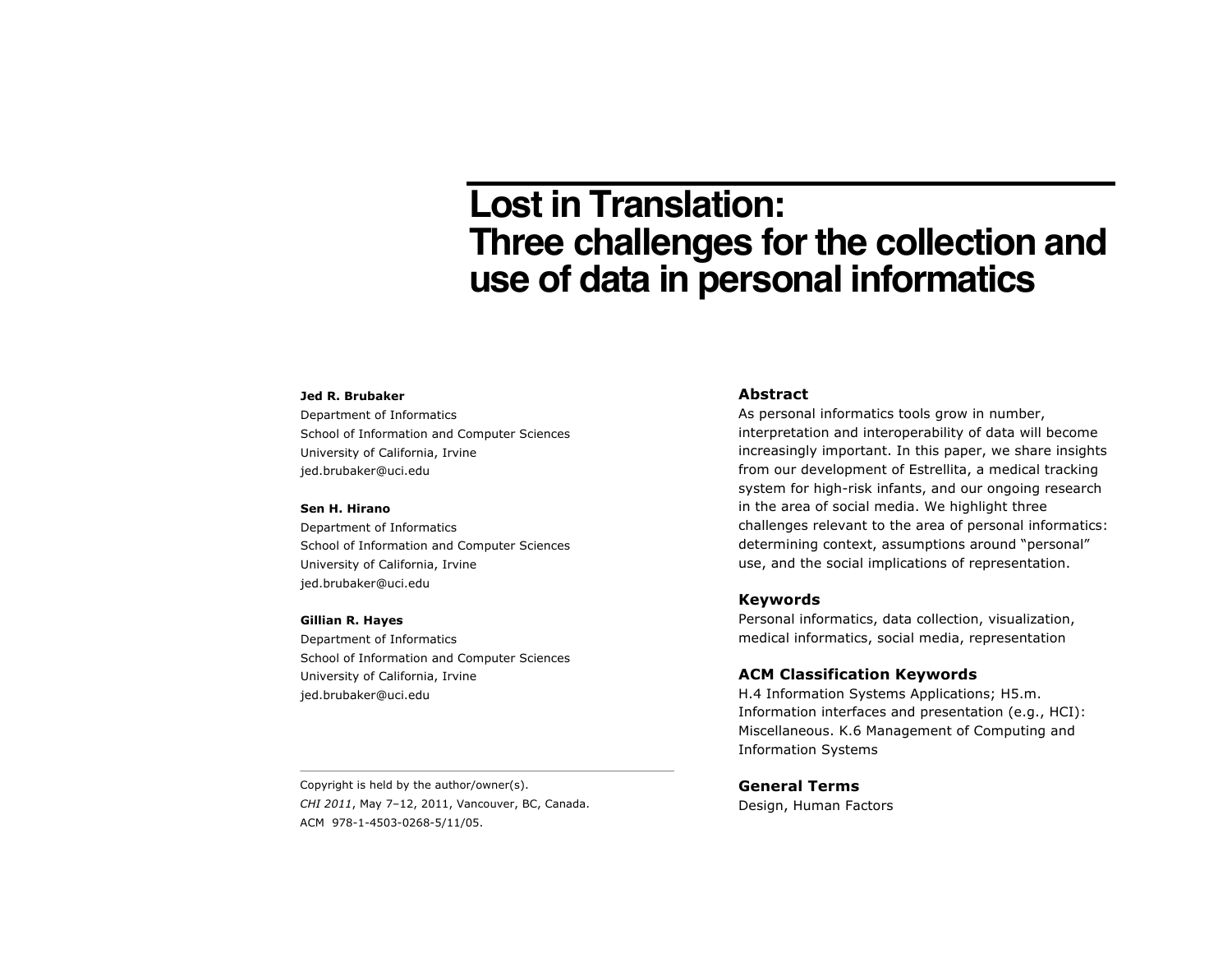# Lost in Translation: Three challenges for the collection and use of data in personal informatics

**Jed R. Brubaker**
Department of Informatics
School of Information and Computer Sciences
University of California, Irvine
jed.brubaker@uci.edu

**Sen H. Hirano**
Department of Informatics
School of Information and Computer Sciences
University of California, Irvine
jed.brubaker@uci.edu

**Gillian R. Hayes**
Department of Informatics
School of Information and Computer Sciences
University of California, Irvine
jed.brubaker@uci.edu

Copyright is held by the author/owner(s).
*CHI 2011*, May 7–12, 2011, Vancouver, BC, Canada.
ACM 978-1-4503-0268-5/11/05.

### Abstract

As personal informatics tools grow in number, interpretation and interoperability of data will become increasingly important. In this paper, we share insights from our development of Estrellita, a medical tracking system for high-risk infants, and our ongoing research in the area of social media. We highlight three challenges relevant to the area of personal informatics: determining context, assumptions around "personal" use, and the social implications of representation.

### Keywords

Personal informatics, data collection, visualization, medical informatics, social media, representation

### ACM Classification Keywords

H.4 Information Systems Applications; H5.m. Information interfaces and presentation (e.g., HCI): Miscellaneous. K.6 Management of Computing and Information Systems

### General Terms

Design, Human Factors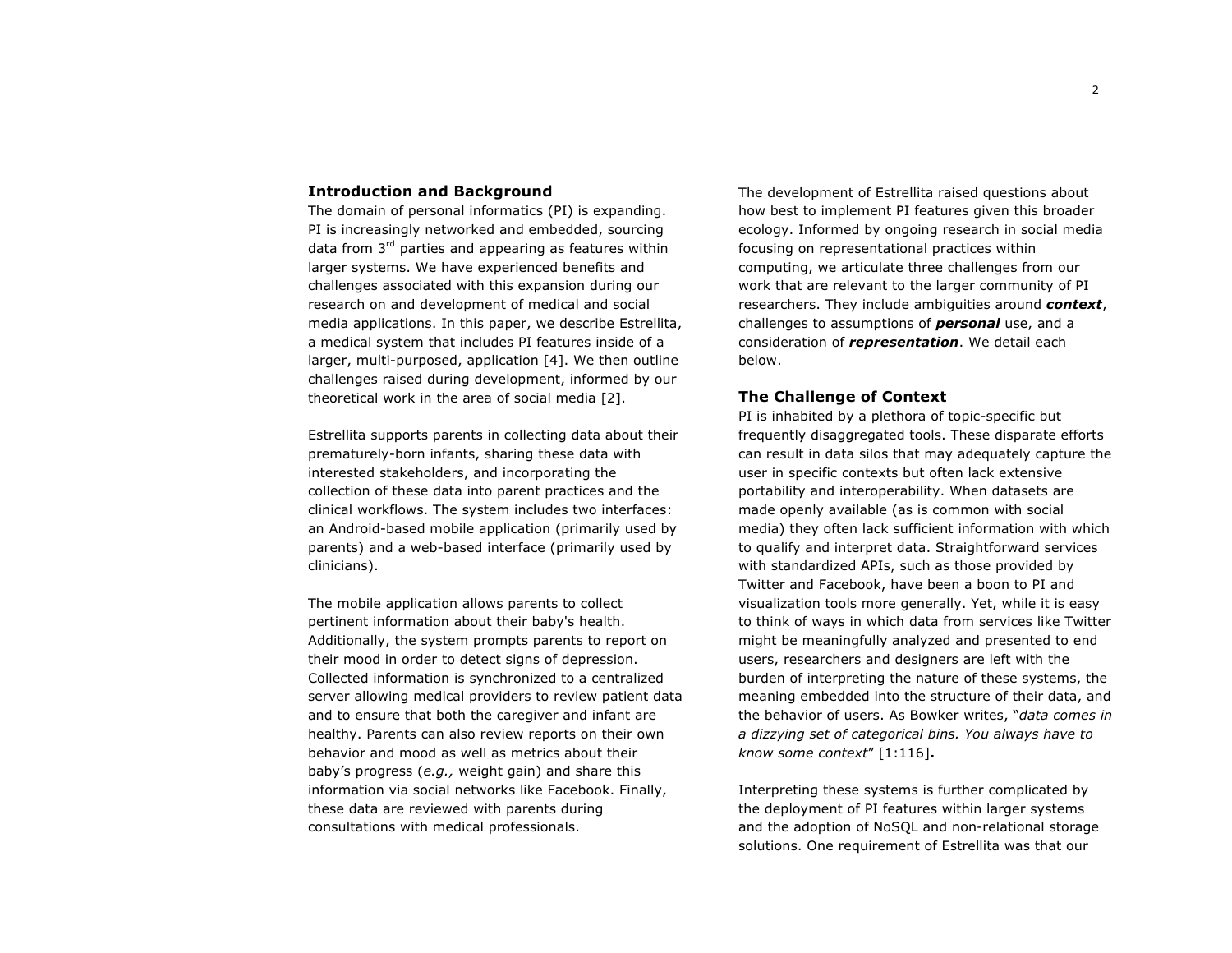## Introduction and Background

The domain of personal informatics (PI) is expanding. PI is increasingly networked and embedded, sourcing data from 3rd parties and appearing as features within larger systems. We have experienced benefits and challenges associated with this expansion during our research on and development of medical and social media applications. In this paper, we describe Estrellita, a medical system that includes PI features inside of a larger, multi-purposed, application [4]. We then outline challenges raised during development, informed by our theoretical work in the area of social media [2].

Estrellita supports parents in collecting data about their prematurely-born infants, sharing these data with interested stakeholders, and incorporating the collection of these data into parent practices and the clinical workflows. The system includes two interfaces: an Android-based mobile application (primarily used by parents) and a web-based interface (primarily used by clinicians).

The mobile application allows parents to collect pertinent information about their baby's health. Additionally, the system prompts parents to report on their mood in order to detect signs of depression. Collected information is synchronized to a centralized server allowing medical providers to review patient data and to ensure that both the caregiver and infant are healthy. Parents can also review reports on their own behavior and mood as well as metrics about their baby's progress (*e.g.,* weight gain) and share this information via social networks like Facebook. Finally, these data are reviewed with parents during consultations with medical professionals.

The development of Estrellita raised questions about how best to implement PI features given this broader ecology. Informed by ongoing research in social media focusing on representational practices within computing, we articulate three challenges from our work that are relevant to the larger community of PI researchers. They include ambiguities around ***context***, challenges to assumptions of ***personal*** use, and a consideration of ***representation***. We detail each below.

## The Challenge of Context

PI is inhabited by a plethora of topic-specific but frequently disaggregated tools. These disparate efforts can result in data silos that may adequately capture the user in specific contexts but often lack extensive portability and interoperability. When datasets are made openly available (as is common with social media) they often lack sufficient information with which to qualify and interpret data. Straightforward services with standardized APIs, such as those provided by Twitter and Facebook, have been a boon to PI and visualization tools more generally. Yet, while it is easy to think of ways in which data from services like Twitter might be meaningfully analyzed and presented to end users, researchers and designers are left with the burden of interpreting the nature of these systems, the meaning embedded into the structure of their data, and the behavior of users. As Bowker writes, "*data comes in a dizzying set of categorical bins. You always have to know some context*" [1:116]**.**

Interpreting these systems is further complicated by the deployment of PI features within larger systems and the adoption of NoSQL and non-relational storage solutions. One requirement of Estrellita was that our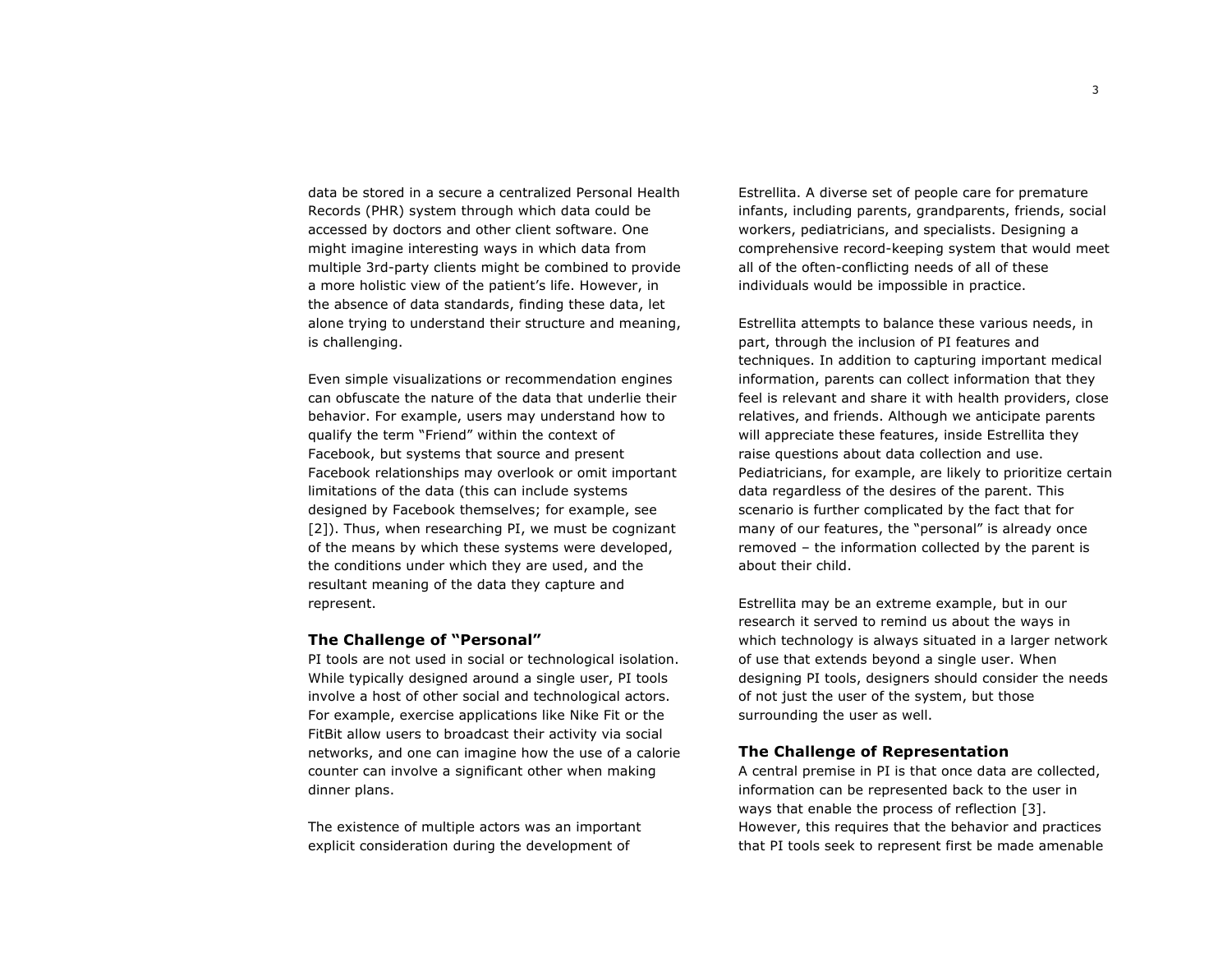data be stored in a secure a centralized Personal Health Records (PHR) system through which data could be accessed by doctors and other client software. One might imagine interesting ways in which data from multiple 3rd-party clients might be combined to provide a more holistic view of the patient's life. However, in the absence of data standards, finding these data, let alone trying to understand their structure and meaning, is challenging.

Even simple visualizations or recommendation engines can obfuscate the nature of the data that underlie their behavior. For example, users may understand how to qualify the term "Friend" within the context of Facebook, but systems that source and present Facebook relationships may overlook or omit important limitations of the data (this can include systems designed by Facebook themselves; for example, see [2]). Thus, when researching PI, we must be cognizant of the means by which these systems were developed, the conditions under which they are used, and the resultant meaning of the data they capture and represent.

### The Challenge of "Personal"

PI tools are not used in social or technological isolation. While typically designed around a single user, PI tools involve a host of other social and technological actors. For example, exercise applications like Nike Fit or the FitBit allow users to broadcast their activity via social networks, and one can imagine how the use of a calorie counter can involve a significant other when making dinner plans.

The existence of multiple actors was an important explicit consideration during the development of Estrellita. A diverse set of people care for premature infants, including parents, grandparents, friends, social workers, pediatricians, and specialists. Designing a comprehensive record-keeping system that would meet all of the often-conflicting needs of all of these individuals would be impossible in practice.

Estrellita attempts to balance these various needs, in part, through the inclusion of PI features and techniques. In addition to capturing important medical information, parents can collect information that they feel is relevant and share it with health providers, close relatives, and friends. Although we anticipate parents will appreciate these features, inside Estrellita they raise questions about data collection and use. Pediatricians, for example, are likely to prioritize certain data regardless of the desires of the parent. This scenario is further complicated by the fact that for many of our features, the "personal" is already once removed – the information collected by the parent is about their child.

Estrellita may be an extreme example, but in our research it served to remind us about the ways in which technology is always situated in a larger network of use that extends beyond a single user. When designing PI tools, designers should consider the needs of not just the user of the system, but those surrounding the user as well.

### The Challenge of Representation

A central premise in PI is that once data are collected, information can be represented back to the user in ways that enable the process of reflection [3]. However, this requires that the behavior and practices that PI tools seek to represent first be made amenable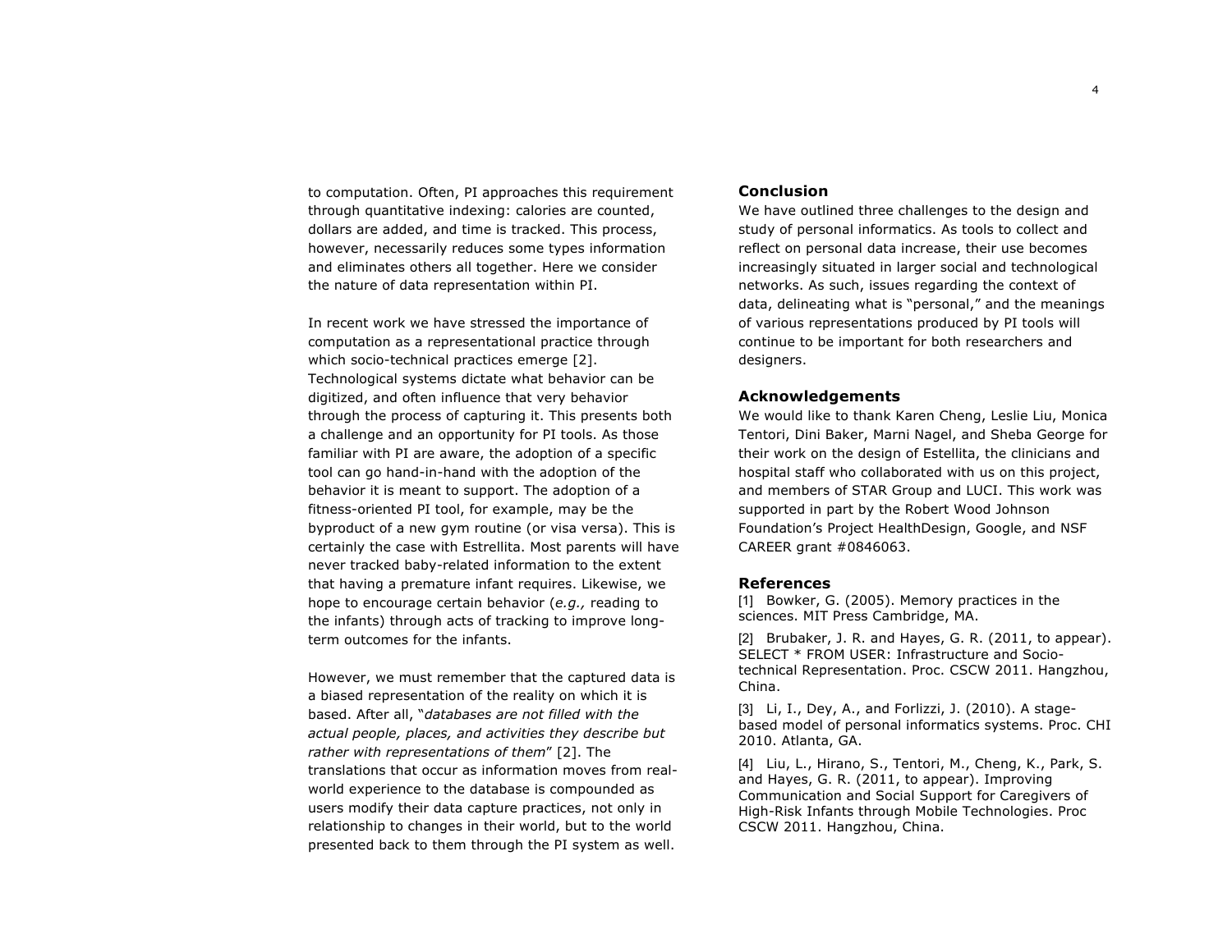to computation. Often, PI approaches this requirement through quantitative indexing: calories are counted, dollars are added, and time is tracked. This process, however, necessarily reduces some types information and eliminates others all together. Here we consider the nature of data representation within PI.

In recent work we have stressed the importance of computation as a representational practice through which socio-technical practices emerge [2]. Technological systems dictate what behavior can be digitized, and often influence that very behavior through the process of capturing it. This presents both a challenge and an opportunity for PI tools. As those familiar with PI are aware, the adoption of a specific tool can go hand-in-hand with the adoption of the behavior it is meant to support. The adoption of a fitness-oriented PI tool, for example, may be the byproduct of a new gym routine (or visa versa). This is certainly the case with Estrellita. Most parents will have never tracked baby-related information to the extent that having a premature infant requires. Likewise, we hope to encourage certain behavior (*e.g.,* reading to the infants) through acts of tracking to improve long-term outcomes for the infants.

However, we must remember that the captured data is a biased representation of the reality on which it is based. After all, "*databases are not filled with the actual people, places, and activities they describe but rather with representations of them*" [2]. The translations that occur as information moves from real-world experience to the database is compounded as users modify their data capture practices, not only in relationship to changes in their world, but to the world presented back to them through the PI system as well.

## Conclusion

We have outlined three challenges to the design and study of personal informatics. As tools to collect and reflect on personal data increase, their use becomes increasingly situated in larger social and technological networks. As such, issues regarding the context of data, delineating what is "personal," and the meanings of various representations produced by PI tools will continue to be important for both researchers and designers.

## Acknowledgements

We would like to thank Karen Cheng, Leslie Liu, Monica Tentori, Dini Baker, Marni Nagel, and Sheba George for their work on the design of Estellita, the clinicians and hospital staff who collaborated with us on this project, and members of STAR Group and LUCI. This work was supported in part by the Robert Wood Johnson Foundation's Project HealthDesign, Google, and NSF CAREER grant #0846063.

## References

[1] Bowker, G. (2005). Memory practices in the sciences. MIT Press Cambridge, MA.

[2] Brubaker, J. R. and Hayes, G. R. (2011, to appear). SELECT * FROM USER: Infrastructure and Socio-technical Representation. Proc. CSCW 2011. Hangzhou, China.

[3] Li, I., Dey, A., and Forlizzi, J. (2010). A stage-based model of personal informatics systems. Proc. CHI 2010. Atlanta, GA.

[4] Liu, L., Hirano, S., Tentori, M., Cheng, K., Park, S. and Hayes, G. R. (2011, to appear). Improving Communication and Social Support for Caregivers of High-Risk Infants through Mobile Technologies. Proc CSCW 2011. Hangzhou, China.